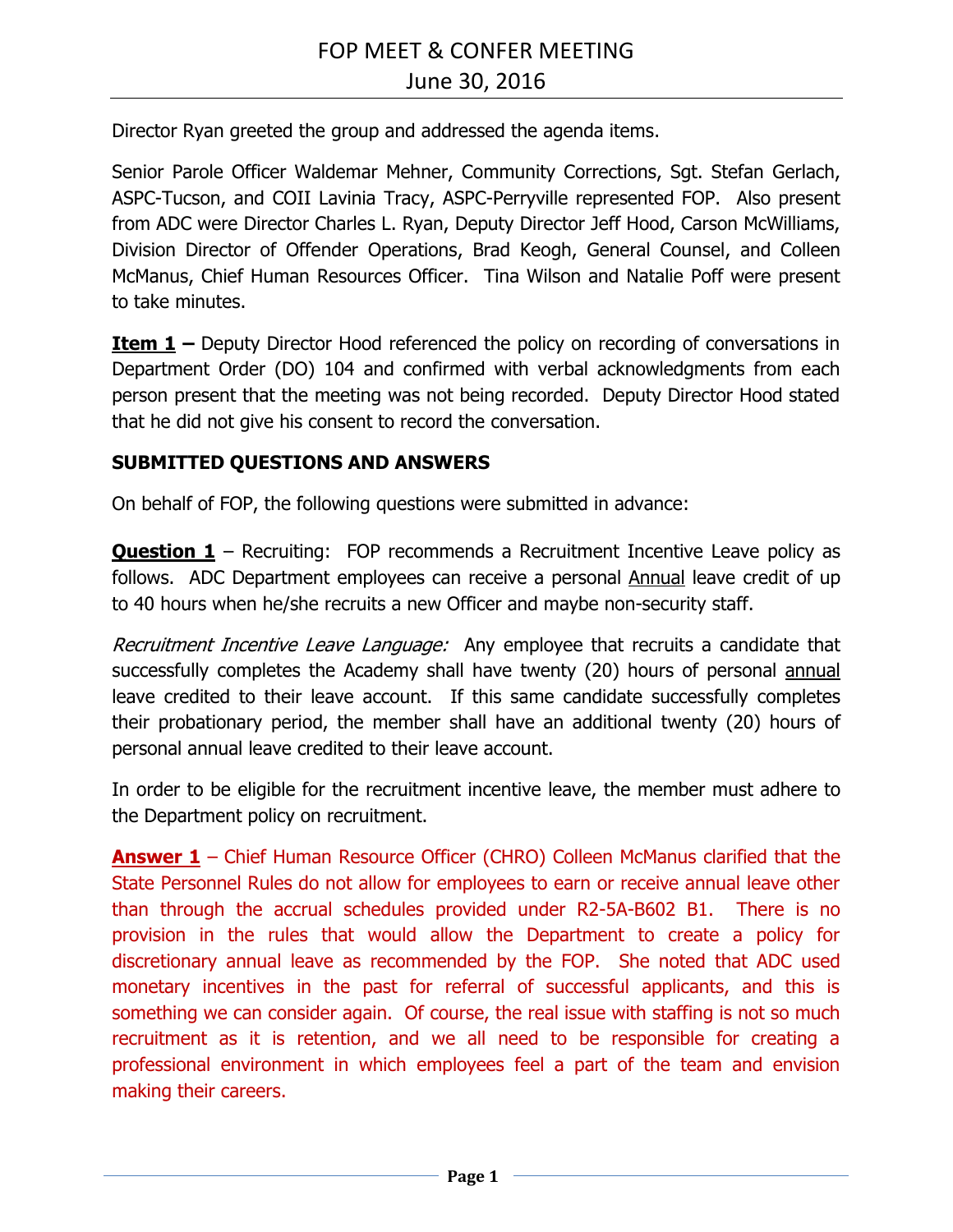# FOP MEET & CONFER MEETING
## June 30, 2016

Director Ryan greeted the group and addressed the agenda items.

Senior Parole Officer Waldemar Mehner, Community Corrections, Sgt. Stefan Gerlach, ASPC-Tucson, and COII Lavinia Tracy, ASPC-Perryville represented FOP. Also present from ADC were Director Charles L. Ryan, Deputy Director Jeff Hood, Carson McWilliams, Division Director of Offender Operations, Brad Keogh, General Counsel, and Colleen McManus, Chief Human Resources Officer. Tina Wilson and Natalie Poff were present to take minutes.

**Item 1 –** Deputy Director Hood referenced the policy on recording of conversations in Department Order (DO) 104 and confirmed with verbal acknowledgments from each person present that the meeting was not being recorded. Deputy Director Hood stated that he did not give his consent to record the conversation.

### SUBMITTED QUESTIONS AND ANSWERS

On behalf of FOP, the following questions were submitted in advance:

**Question 1** – Recruiting: FOP recommends a Recruitment Incentive Leave policy as follows. ADC Department employees can receive a personal Annual leave credit of up to 40 hours when he/she recruits a new Officer and maybe non-security staff.

*Recruitment Incentive Leave Language:* Any employee that recruits a candidate that successfully completes the Academy shall have twenty (20) hours of personal annual leave credited to their leave account. If this same candidate successfully completes their probationary period, the member shall have an additional twenty (20) hours of personal annual leave credited to their leave account.

In order to be eligible for the recruitment incentive leave, the member must adhere to the Department policy on recruitment.

**Answer 1** – Chief Human Resource Officer (CHRO) Colleen McManus clarified that the State Personnel Rules do not allow for employees to earn or receive annual leave other than through the accrual schedules provided under R2-5A-B602 B1. There is no provision in the rules that would allow the Department to create a policy for discretionary annual leave as recommended by the FOP. She noted that ADC used monetary incentives in the past for referral of successful applicants, and this is something we can consider again. Of course, the real issue with staffing is not so much recruitment as it is retention, and we all need to be responsible for creating a professional environment in which employees feel a part of the team and envision making their careers.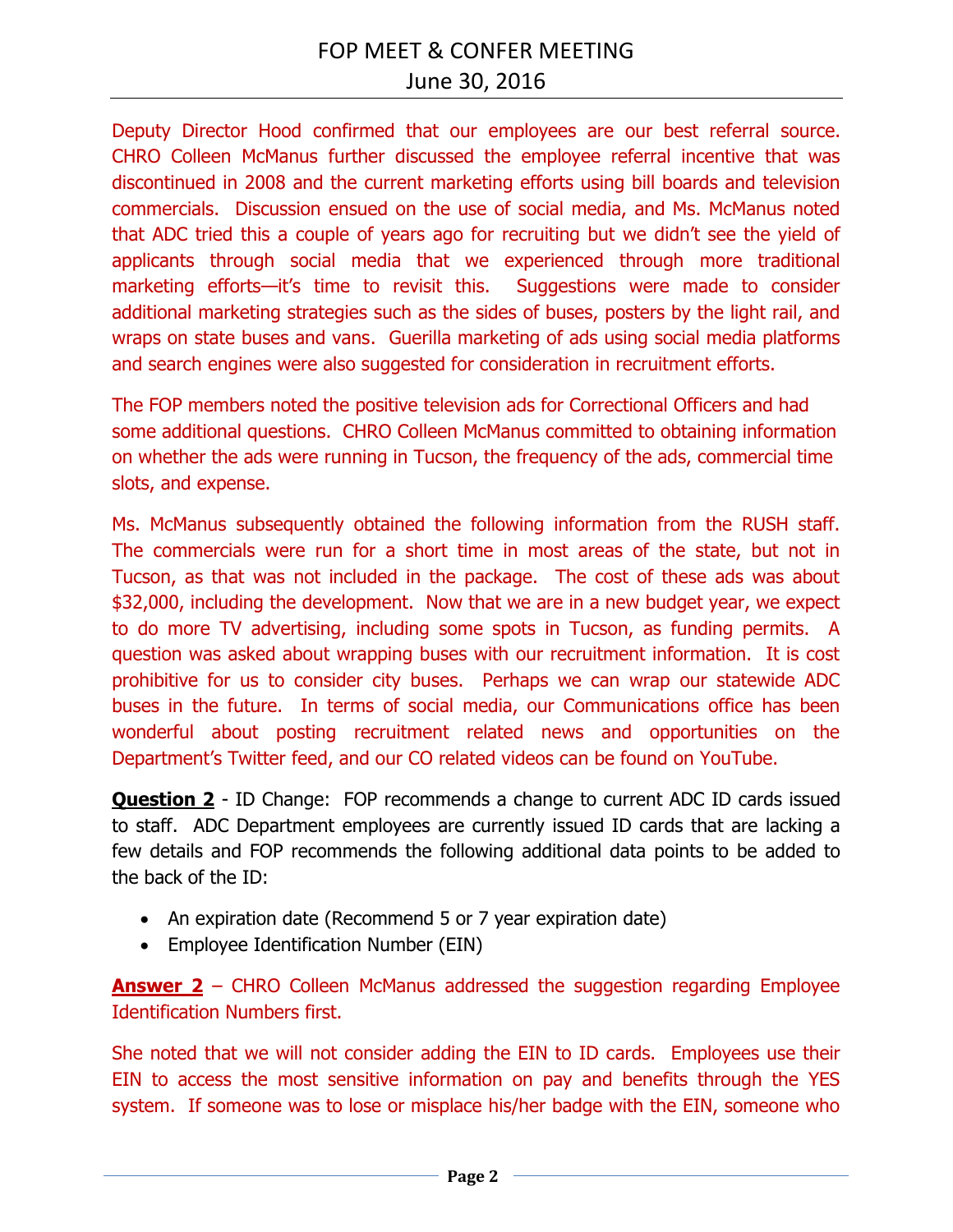Deputy Director Hood confirmed that our employees are our best referral source. CHRO Colleen McManus further discussed the employee referral incentive that was discontinued in 2008 and the current marketing efforts using bill boards and television commercials. Discussion ensued on the use of social media, and Ms. McManus noted that ADC tried this a couple of years ago for recruiting but we didn't see the yield of applicants through social media that we experienced through more traditional marketing efforts—it's time to revisit this. Suggestions were made to consider additional marketing strategies such as the sides of buses, posters by the light rail, and wraps on state buses and vans. Guerilla marketing of ads using social media platforms and search engines were also suggested for consideration in recruitment efforts.

The FOP members noted the positive television ads for Correctional Officers and had some additional questions. CHRO Colleen McManus committed to obtaining information on whether the ads were running in Tucson, the frequency of the ads, commercial time slots, and expense.

Ms. McManus subsequently obtained the following information from the RUSH staff. The commercials were run for a short time in most areas of the state, but not in Tucson, as that was not included in the package. The cost of these ads was about $32,000, including the development. Now that we are in a new budget year, we expect to do more TV advertising, including some spots in Tucson, as funding permits. A question was asked about wrapping buses with our recruitment information. It is cost prohibitive for us to consider city buses. Perhaps we can wrap our statewide ADC buses in the future. In terms of social media, our Communications office has been wonderful about posting recruitment related news and opportunities on the Department's Twitter feed, and our CO related videos can be found on YouTube.

**Question 2** - ID Change: FOP recommends a change to current ADC ID cards issued to staff. ADC Department employees are currently issued ID cards that are lacking a few details and FOP recommends the following additional data points to be added to the back of the ID:

- An expiration date (Recommend 5 or 7 year expiration date)
- Employee Identification Number (EIN)

**Answer 2** – CHRO Colleen McManus addressed the suggestion regarding Employee Identification Numbers first.

She noted that we will not consider adding the EIN to ID cards. Employees use their EIN to access the most sensitive information on pay and benefits through the YES system. If someone was to lose or misplace his/her badge with the EIN, someone who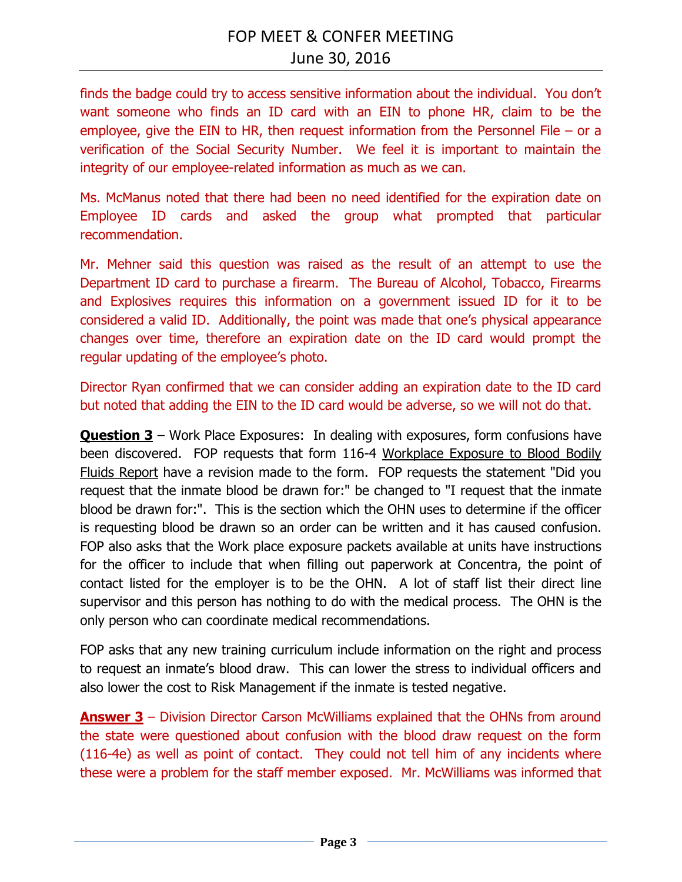finds the badge could try to access sensitive information about the individual. You don't want someone who finds an ID card with an EIN to phone HR, claim to be the employee, give the EIN to HR, then request information from the Personnel File – or a verification of the Social Security Number. We feel it is important to maintain the integrity of our employee-related information as much as we can.

Ms. McManus noted that there had been no need identified for the expiration date on Employee ID cards and asked the group what prompted that particular recommendation.

Mr. Mehner said this question was raised as the result of an attempt to use the Department ID card to purchase a firearm. The Bureau of Alcohol, Tobacco, Firearms and Explosives requires this information on a government issued ID for it to be considered a valid ID. Additionally, the point was made that one's physical appearance changes over time, therefore an expiration date on the ID card would prompt the regular updating of the employee's photo.

Director Ryan confirmed that we can consider adding an expiration date to the ID card but noted that adding the EIN to the ID card would be adverse, so we will not do that.

**Question 3** – Work Place Exposures: In dealing with exposures, form confusions have been discovered. FOP requests that form 116-4 Workplace Exposure to Blood Bodily Fluids Report have a revision made to the form. FOP requests the statement "Did you request that the inmate blood be drawn for:" be changed to "I request that the inmate blood be drawn for:". This is the section which the OHN uses to determine if the officer is requesting blood be drawn so an order can be written and it has caused confusion. FOP also asks that the Work place exposure packets available at units have instructions for the officer to include that when filling out paperwork at Concentra, the point of contact listed for the employer is to be the OHN. A lot of staff list their direct line supervisor and this person has nothing to do with the medical process. The OHN is the only person who can coordinate medical recommendations.

FOP asks that any new training curriculum include information on the right and process to request an inmate's blood draw. This can lower the stress to individual officers and also lower the cost to Risk Management if the inmate is tested negative.

**Answer 3** – Division Director Carson McWilliams explained that the OHNs from around the state were questioned about confusion with the blood draw request on the form (116-4e) as well as point of contact. They could not tell him of any incidents where these were a problem for the staff member exposed. Mr. McWilliams was informed that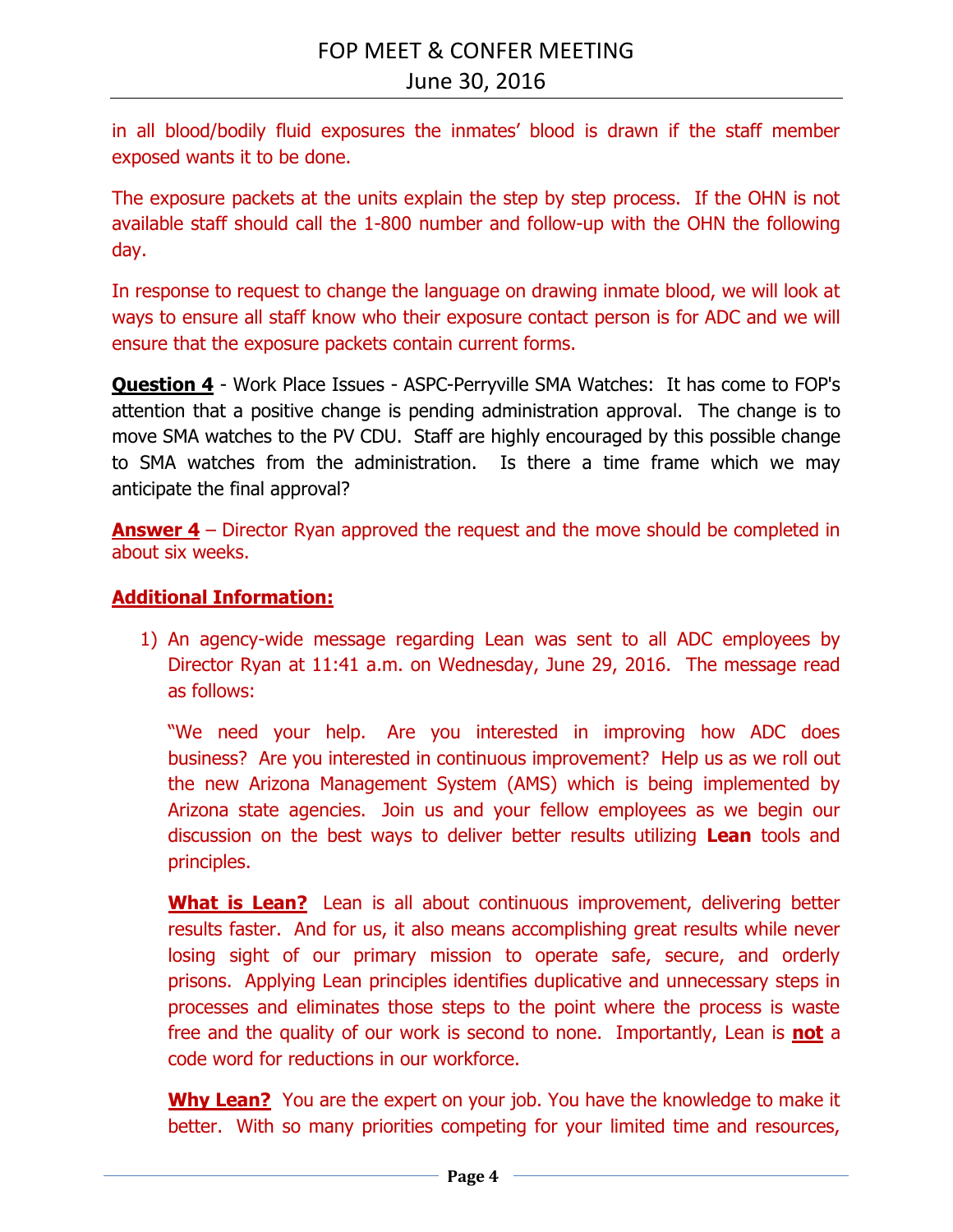in all blood/bodily fluid exposures the inmates' blood is drawn if the staff member exposed wants it to be done.

The exposure packets at the units explain the step by step process. If the OHN is not available staff should call the 1-800 number and follow-up with the OHN the following day.

In response to request to change the language on drawing inmate blood, we will look at ways to ensure all staff know who their exposure contact person is for ADC and we will ensure that the exposure packets contain current forms.

**Question 4** - Work Place Issues - ASPC-Perryville SMA Watches: It has come to FOP's attention that a positive change is pending administration approval. The change is to move SMA watches to the PV CDU. Staff are highly encouraged by this possible change to SMA watches from the administration. Is there a time frame which we may anticipate the final approval?

**Answer 4** – Director Ryan approved the request and the move should be completed in about six weeks.

**Additional Information:**

1) An agency-wide message regarding Lean was sent to all ADC employees by Director Ryan at 11:41 a.m. on Wednesday, June 29, 2016. The message read as follows:

   "We need your help. Are you interested in improving how ADC does business? Are you interested in continuous improvement? Help us as we roll out the new Arizona Management System (AMS) which is being implemented by Arizona state agencies. Join us and your fellow employees as we begin our discussion on the best ways to deliver better results utilizing **Lean** tools and principles.

   **What is Lean?** Lean is all about continuous improvement, delivering better results faster. And for us, it also means accomplishing great results while never losing sight of our primary mission to operate safe, secure, and orderly prisons. Applying Lean principles identifies duplicative and unnecessary steps in processes and eliminates those steps to the point where the process is waste free and the quality of our work is second to none. Importantly, Lean is **not** a code word for reductions in our workforce.

   **Why Lean?** You are the expert on your job. You have the knowledge to make it better. With so many priorities competing for your limited time and resources,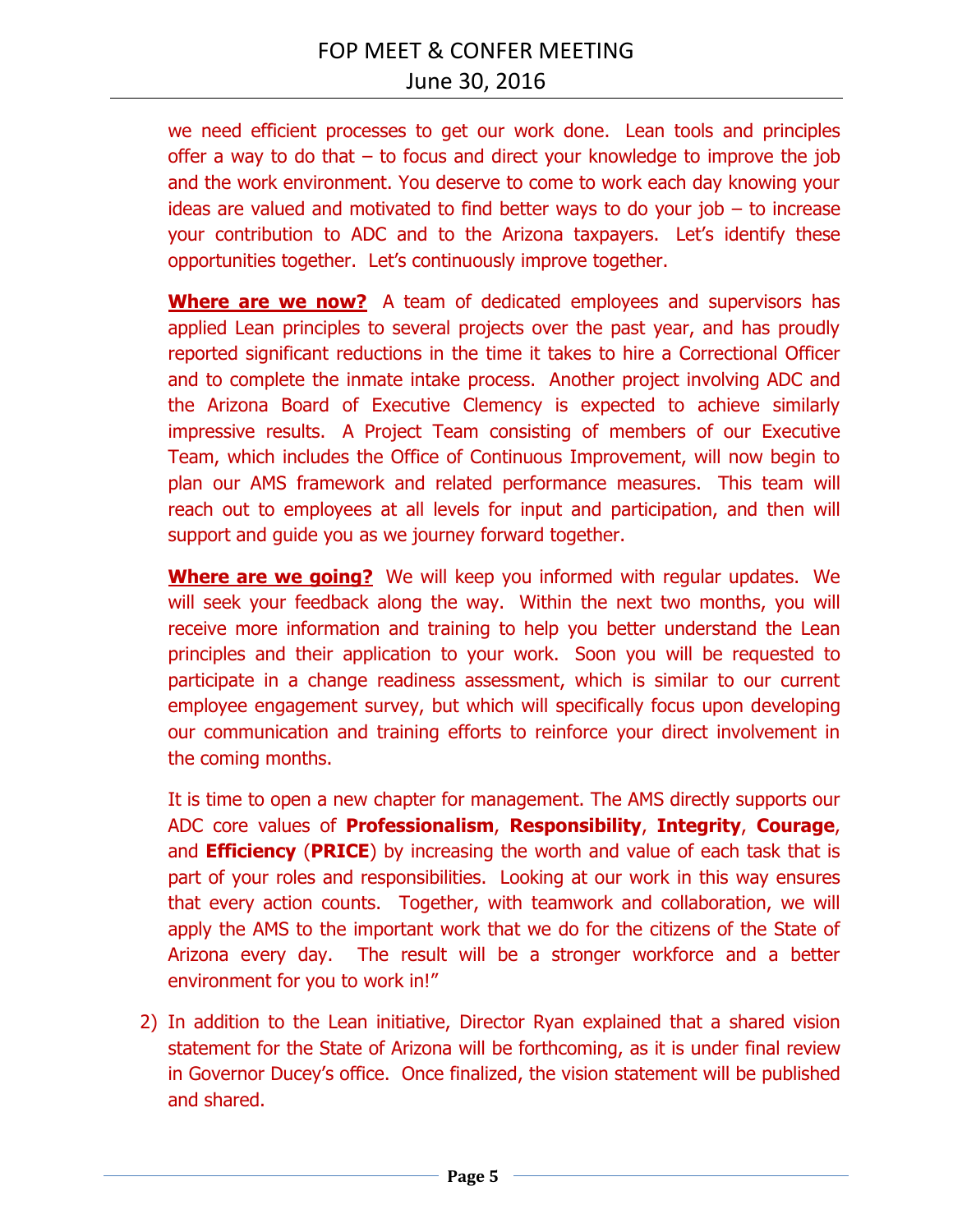we need efficient processes to get our work done. Lean tools and principles offer a way to do that – to focus and direct your knowledge to improve the job and the work environment. You deserve to come to work each day knowing your ideas are valued and motivated to find better ways to do your job – to increase your contribution to ADC and to the Arizona taxpayers. Let's identify these opportunities together. Let's continuously improve together.

**Where are we now?** A team of dedicated employees and supervisors has applied Lean principles to several projects over the past year, and has proudly reported significant reductions in the time it takes to hire a Correctional Officer and to complete the inmate intake process. Another project involving ADC and the Arizona Board of Executive Clemency is expected to achieve similarly impressive results. A Project Team consisting of members of our Executive Team, which includes the Office of Continuous Improvement, will now begin to plan our AMS framework and related performance measures. This team will reach out to employees at all levels for input and participation, and then will support and guide you as we journey forward together.

**Where are we going?** We will keep you informed with regular updates. We will seek your feedback along the way. Within the next two months, you will receive more information and training to help you better understand the Lean principles and their application to your work. Soon you will be requested to participate in a change readiness assessment, which is similar to our current employee engagement survey, but which will specifically focus upon developing our communication and training efforts to reinforce your direct involvement in the coming months.

It is time to open a new chapter for management. The AMS directly supports our ADC core values of **Professionalism**, **Responsibility**, **Integrity**, **Courage**, and **Efficiency** (**PRICE**) by increasing the worth and value of each task that is part of your roles and responsibilities. Looking at our work in this way ensures that every action counts. Together, with teamwork and collaboration, we will apply the AMS to the important work that we do for the citizens of the State of Arizona every day. The result will be a stronger workforce and a better environment for you to work in!"

2) In addition to the Lean initiative, Director Ryan explained that a shared vision statement for the State of Arizona will be forthcoming, as it is under final review in Governor Ducey's office. Once finalized, the vision statement will be published and shared.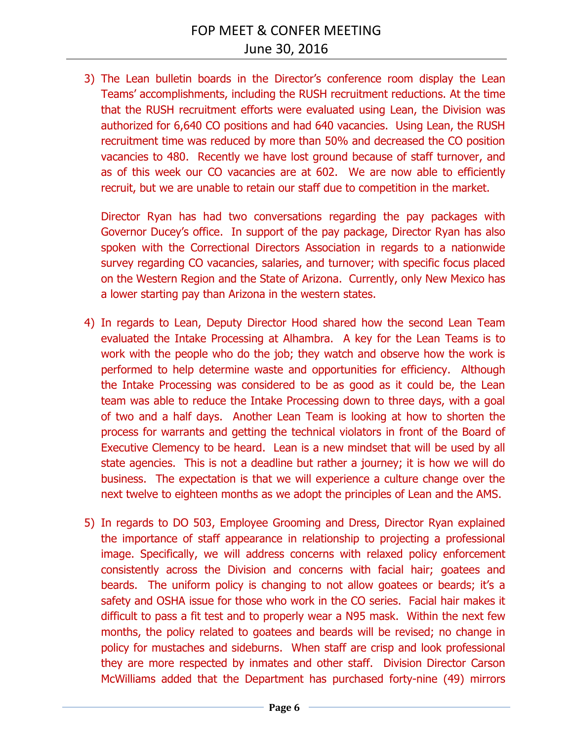3) The Lean bulletin boards in the Director's conference room display the Lean Teams' accomplishments, including the RUSH recruitment reductions. At the time that the RUSH recruitment efforts were evaluated using Lean, the Division was authorized for 6,640 CO positions and had 640 vacancies. Using Lean, the RUSH recruitment time was reduced by more than 50% and decreased the CO position vacancies to 480. Recently we have lost ground because of staff turnover, and as of this week our CO vacancies are at 602. We are now able to efficiently recruit, but we are unable to retain our staff due to competition in the market.

   Director Ryan has had two conversations regarding the pay packages with Governor Ducey's office. In support of the pay package, Director Ryan has also spoken with the Correctional Directors Association in regards to a nationwide survey regarding CO vacancies, salaries, and turnover; with specific focus placed on the Western Region and the State of Arizona. Currently, only New Mexico has a lower starting pay than Arizona in the western states.

4) In regards to Lean, Deputy Director Hood shared how the second Lean Team evaluated the Intake Processing at Alhambra. A key for the Lean Teams is to work with the people who do the job; they watch and observe how the work is performed to help determine waste and opportunities for efficiency. Although the Intake Processing was considered to be as good as it could be, the Lean team was able to reduce the Intake Processing down to three days, with a goal of two and a half days. Another Lean Team is looking at how to shorten the process for warrants and getting the technical violators in front of the Board of Executive Clemency to be heard. Lean is a new mindset that will be used by all state agencies. This is not a deadline but rather a journey; it is how we will do business. The expectation is that we will experience a culture change over the next twelve to eighteen months as we adopt the principles of Lean and the AMS.

5) In regards to DO 503, Employee Grooming and Dress, Director Ryan explained the importance of staff appearance in relationship to projecting a professional image. Specifically, we will address concerns with relaxed policy enforcement consistently across the Division and concerns with facial hair; goatees and beards. The uniform policy is changing to not allow goatees or beards; it's a safety and OSHA issue for those who work in the CO series. Facial hair makes it difficult to pass a fit test and to properly wear a N95 mask. Within the next few months, the policy related to goatees and beards will be revised; no change in policy for mustaches and sideburns. When staff are crisp and look professional they are more respected by inmates and other staff. Division Director Carson McWilliams added that the Department has purchased forty-nine (49) mirrors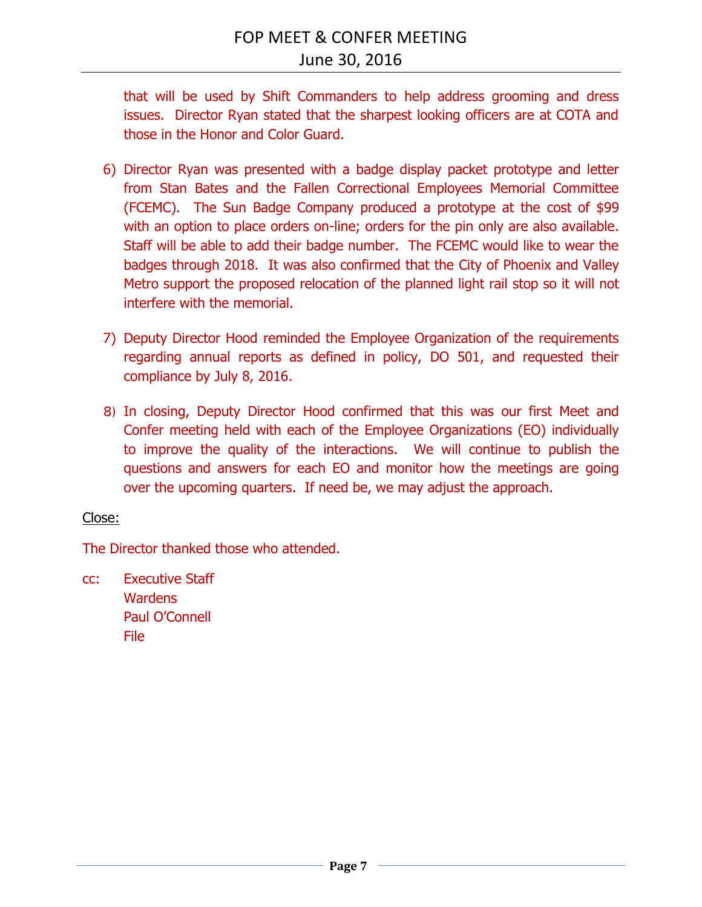that will be used by Shift Commanders to help address grooming and dress issues. Director Ryan stated that the sharpest looking officers are at COTA and those in the Honor and Color Guard.

6) Director Ryan was presented with a badge display packet prototype and letter from Stan Bates and the Fallen Correctional Employees Memorial Committee (FCEMC). The Sun Badge Company produced a prototype at the cost of $99 with an option to place orders on-line; orders for the pin only are also available. Staff will be able to add their badge number. The FCEMC would like to wear the badges through 2018. It was also confirmed that the City of Phoenix and Valley Metro support the proposed relocation of the planned light rail stop so it will not interfere with the memorial.

7) Deputy Director Hood reminded the Employee Organization of the requirements regarding annual reports as defined in policy, DO 501, and requested their compliance by July 8, 2016.

8) In closing, Deputy Director Hood confirmed that this was our first Meet and Confer meeting held with each of the Employee Organizations (EO) individually to improve the quality of the interactions. We will continue to publish the questions and answers for each EO and monitor how the meetings are going over the upcoming quarters. If need be, we may adjust the approach.

Close:

The Director thanked those who attended.

cc: Executive Staff
Wardens
Paul O'Connell
File